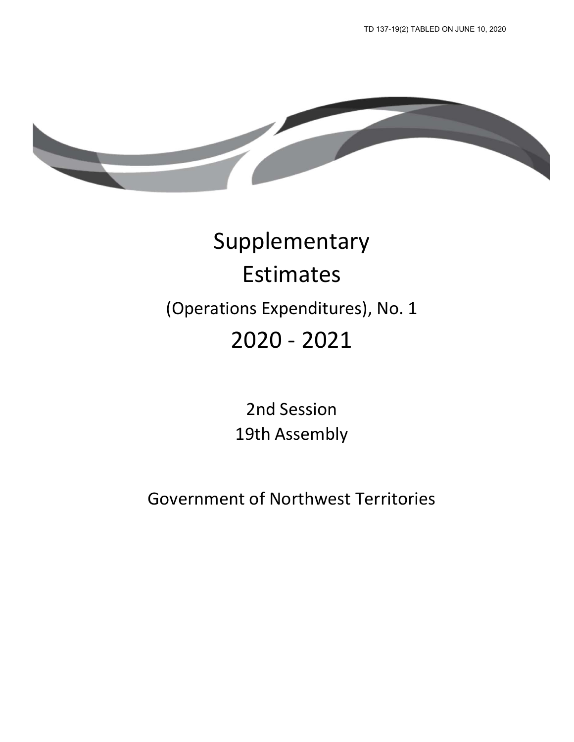TD 137-19(2) TABLED ON JUNE 10, 2020

# Supplementary Estimates

## (Operations Expenditures), No. 1

## 2020 - 2021

2nd Session
19th Assembly

Government of Northwest Territories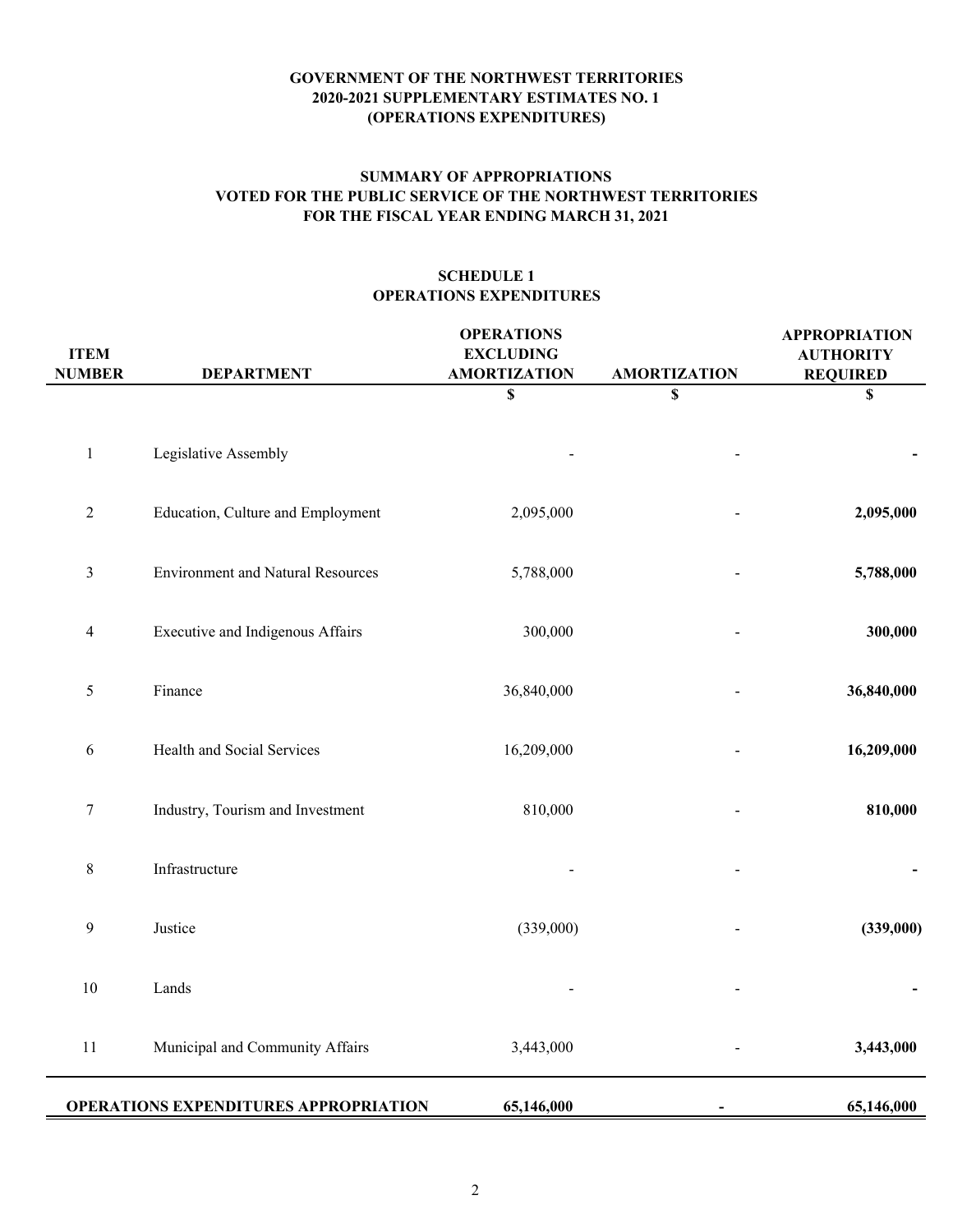**GOVERNMENT OF THE NORTHWEST TERRITORIES**
**2020-2021 SUPPLEMENTARY ESTIMATES NO. 1**
**(OPERATIONS EXPENDITURES)**

**SUMMARY OF APPROPRIATIONS**
**VOTED FOR THE PUBLIC SERVICE OF THE NORTHWEST TERRITORIES**
**FOR THE FISCAL YEAR ENDING MARCH 31, 2021**

**SCHEDULE 1**
**OPERATIONS EXPENDITURES**

| ITEM NUMBER | DEPARTMENT | OPERATIONS EXCLUDING AMORTIZATION | AMORTIZATION | APPROPRIATION AUTHORITY REQUIRED |
|---|---|---|---|---|
| | | $ | $ | $ |
| 1 | Legislative Assembly | - | - | **-** |
| 2 | Education, Culture and Employment | 2,095,000 | - | **2,095,000** |
| 3 | Environment and Natural Resources | 5,788,000 | - | **5,788,000** |
| 4 | Executive and Indigenous Affairs | 300,000 | - | **300,000** |
| 5 | Finance | 36,840,000 | - | **36,840,000** |
| 6 | Health and Social Services | 16,209,000 | - | **16,209,000** |
| 7 | Industry, Tourism and Investment | 810,000 | - | **810,000** |
| 8 | Infrastructure | - | - | **-** |
| 9 | Justice | (339,000) | - | **(339,000)** |
| 10 | Lands | - | - | **-** |
| 11 | Municipal and Community Affairs | 3,443,000 | - | **3,443,000** |
| **OPERATIONS EXPENDITURES APPROPRIATION** | | **65,146,000** | **-** | **65,146,000** |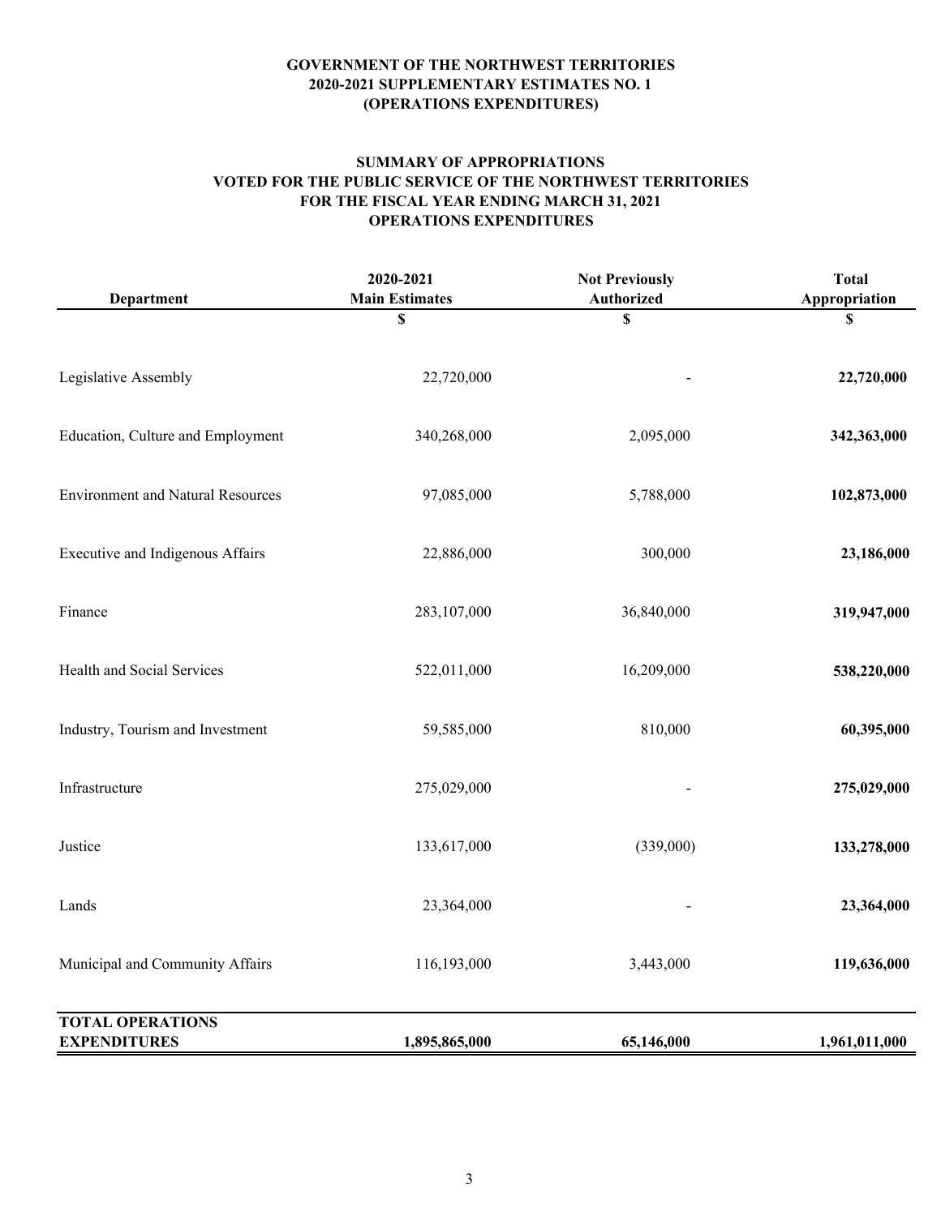# GOVERNMENT OF THE NORTHWEST TERRITORIES
## 2020-2021 SUPPLEMENTARY ESTIMATES NO. 1
## (OPERATIONS EXPENDITURES)

### SUMMARY OF APPROPRIATIONS
### VOTED FOR THE PUBLIC SERVICE OF THE NORTHWEST TERRITORIES
### FOR THE FISCAL YEAR ENDING MARCH 31, 2021
### OPERATIONS EXPENDITURES

| Department | 2020-2021 Main Estimates | Not Previously Authorized | Total Appropriation |
|---|---|---|---|
| | $ | $ | $ |
| Legislative Assembly | 22,720,000 | - | **22,720,000** |
| Education, Culture and Employment | 340,268,000 | 2,095,000 | **342,363,000** |
| Environment and Natural Resources | 97,085,000 | 5,788,000 | **102,873,000** |
| Executive and Indigenous Affairs | 22,886,000 | 300,000 | **23,186,000** |
| Finance | 283,107,000 | 36,840,000 | **319,947,000** |
| Health and Social Services | 522,011,000 | 16,209,000 | **538,220,000** |
| Industry, Tourism and Investment | 59,585,000 | 810,000 | **60,395,000** |
| Infrastructure | 275,029,000 | - | **275,029,000** |
| Justice | 133,617,000 | (339,000) | **133,278,000** |
| Lands | 23,364,000 | - | **23,364,000** |
| Municipal and Community Affairs | 116,193,000 | 3,443,000 | **119,636,000** |
| **TOTAL OPERATIONS EXPENDITURES** | **1,895,865,000** | **65,146,000** | **1,961,011,000** |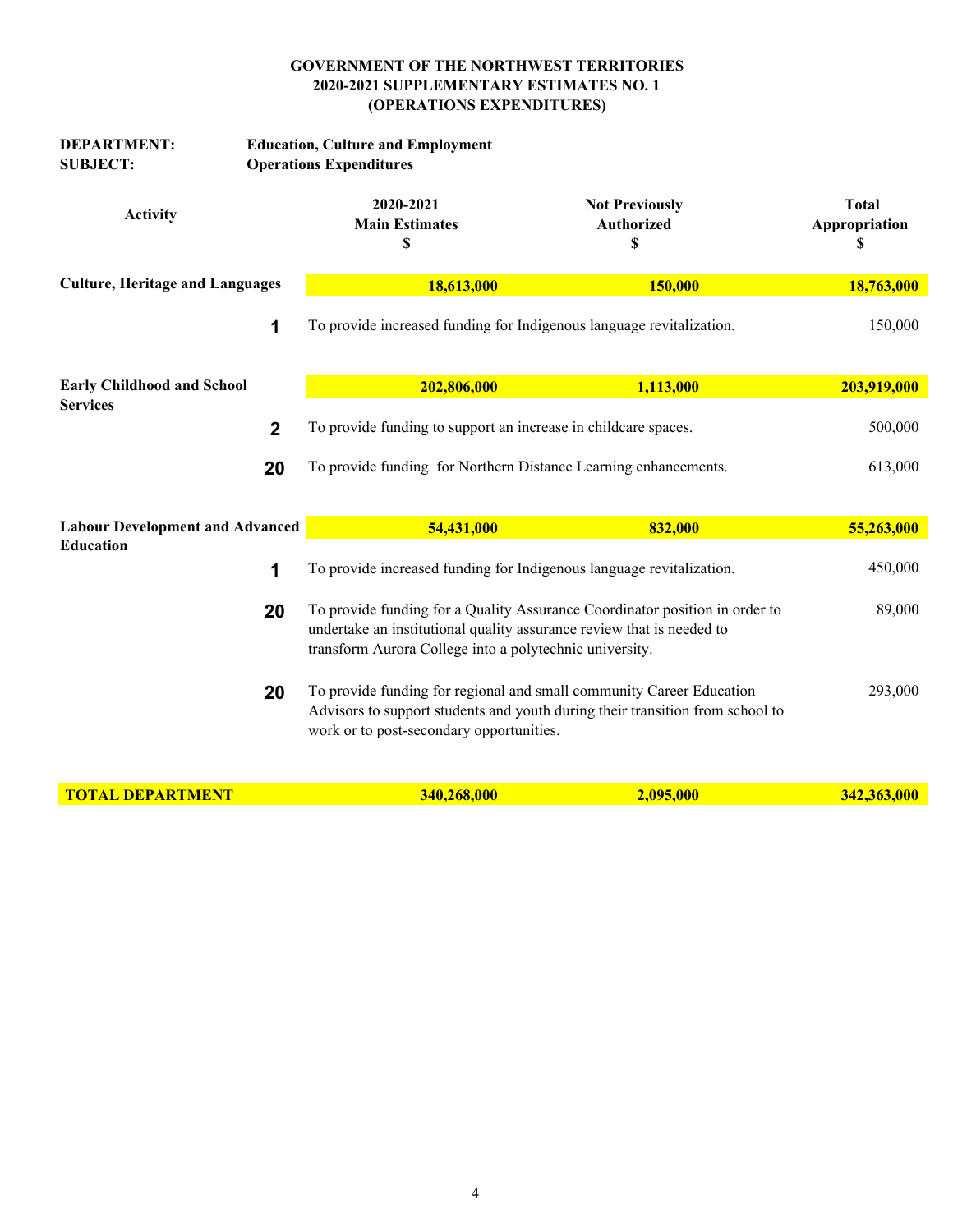**GOVERNMENT OF THE NORTHWEST TERRITORIES**
**2020-2021 SUPPLEMENTARY ESTIMATES NO. 1**
**(OPERATIONS EXPENDITURES)**

**DEPARTMENT:** Education, Culture and Employment
**SUBJECT:** Operations Expenditures

| Activity | | 2020-2021 Main Estimates $ | Not Previously Authorized $ | Total Appropriation $ |
|---|---|---|---|---|
| **Culture, Heritage and Languages** | | **18,613,000** | **150,000** | **18,763,000** |
| | **1** | To provide increased funding for Indigenous language revitalization. | | 150,000 |
| **Early Childhood and School Services** | | **202,806,000** | **1,113,000** | **203,919,000** |
| | **2** | To provide funding to support an increase in childcare spaces. | | 500,000 |
| | **20** | To provide funding for Northern Distance Learning enhancements. | | 613,000 |
| **Labour Development and Advanced Education** | | **54,431,000** | **832,000** | **55,263,000** |
| | **1** | To provide increased funding for Indigenous language revitalization. | | 450,000 |
| | **20** | To provide funding for a Quality Assurance Coordinator position in order to undertake an institutional quality assurance review that is needed to transform Aurora College into a polytechnic university. | | 89,000 |
| | **20** | To provide funding for regional and small community Career Education Advisors to support students and youth during their transition from school to work or to post-secondary opportunities. | | 293,000 |
| **TOTAL DEPARTMENT** | | **340,268,000** | **2,095,000** | **342,363,000** |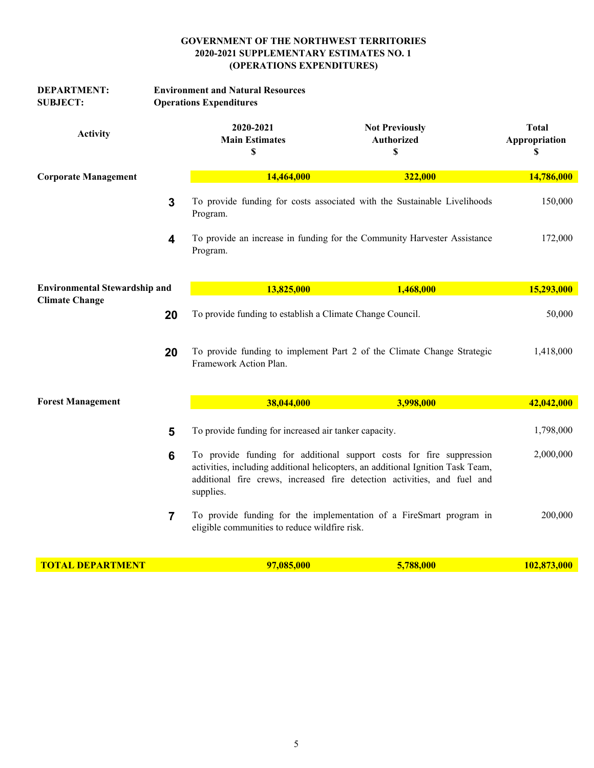**GOVERNMENT OF THE NORTHWEST TERRITORIES**
**2020-2021 SUPPLEMENTARY ESTIMATES NO. 1**
**(OPERATIONS EXPENDITURES)**

**DEPARTMENT:** **Environment and Natural Resources**
**SUBJECT:** **Operations Expenditures**

| Activity | | 2020-2021 Main Estimates $ | Not Previously Authorized $ | Total Appropriation $ |
|---|---|---|---|---|
| **Corporate Management** | | **14,464,000** | **322,000** | **14,786,000** |
| | **3** | To provide funding for costs associated with the Sustainable Livelihoods Program. | | 150,000 |
| | **4** | To provide an increase in funding for the Community Harvester Assistance Program. | | 172,000 |
| **Environmental Stewardship and Climate Change** | | **13,825,000** | **1,468,000** | **15,293,000** |
| | **20** | To provide funding to establish a Climate Change Council. | | 50,000 |
| | **20** | To provide funding to implement Part 2 of the Climate Change Strategic Framework Action Plan. | | 1,418,000 |
| **Forest Management** | | **38,044,000** | **3,998,000** | **42,042,000** |
| | **5** | To provide funding for increased air tanker capacity. | | 1,798,000 |
| | **6** | To provide funding for additional support costs for fire suppression activities, including additional helicopters, an additional Ignition Task Team, additional fire crews, increased fire detection activities, and fuel and supplies. | | 2,000,000 |
| | **7** | To provide funding for the implementation of a FireSmart program in eligible communities to reduce wildfire risk. | | 200,000 |
| **TOTAL DEPARTMENT** | | **97,085,000** | **5,788,000** | **102,873,000** |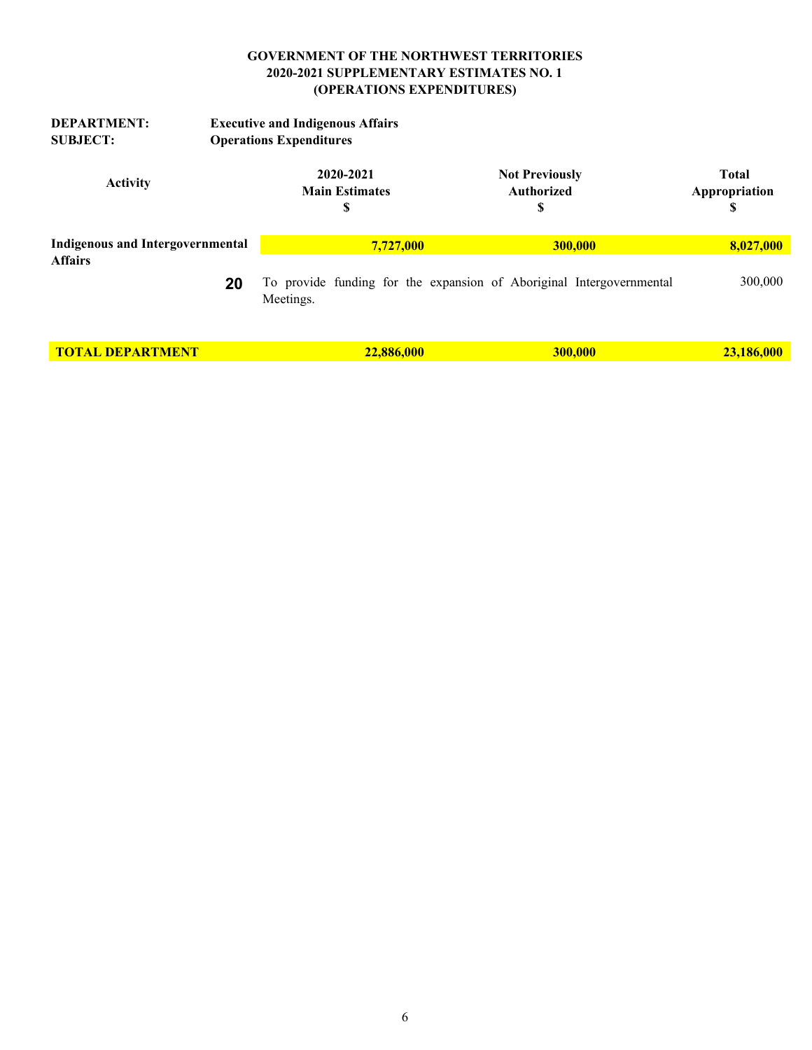**GOVERNMENT OF THE NORTHWEST TERRITORIES**
**2020-2021 SUPPLEMENTARY ESTIMATES NO. 1**
**(OPERATIONS EXPENDITURES)**

**DEPARTMENT:** **Executive and Indigenous Affairs**
**SUBJECT:** **Operations Expenditures**

| Activity | | 2020-2021 Main Estimates $ | Not Previously Authorized $ | Total Appropriation $ |
|---|---|---|---|---|
| **Indigenous and Intergovernmental Affairs** | | **7,727,000** | **300,000** | **8,027,000** |
| | **20** | To provide funding for the expansion of Aboriginal Intergovernmental Meetings. | | 300,000 |
| **TOTAL DEPARTMENT** | | **22,886,000** | **300,000** | **23,186,000** |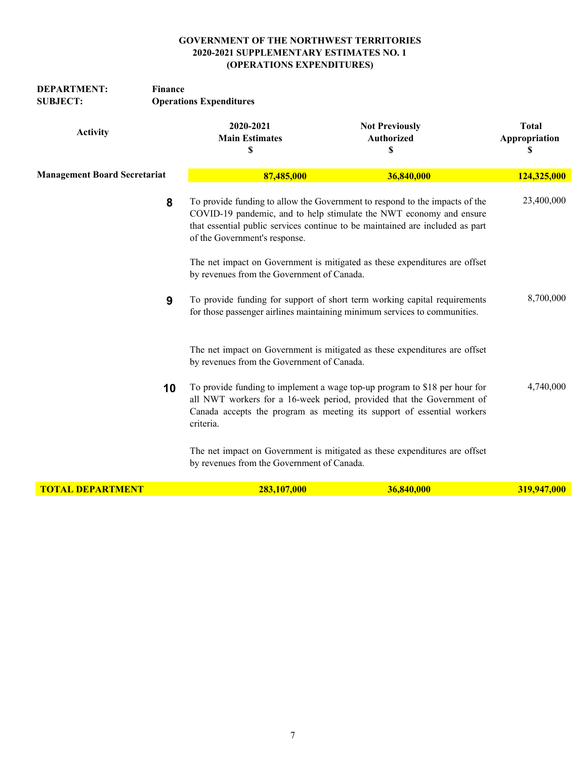**GOVERNMENT OF THE NORTHWEST TERRITORIES**
**2020-2021 SUPPLEMENTARY ESTIMATES NO. 1**
**(OPERATIONS EXPENDITURES)**

**DEPARTMENT:** **Finance**
**SUBJECT:** **Operations Expenditures**

| Activity | | 2020-2021 Main Estimates $ | Not Previously Authorized $ | Total Appropriation $ |
|---|---|---|---|---|
| **Management Board Secretariat** | | **87,485,000** | **36,840,000** | **124,325,000** |
| | **8** | To provide funding to allow the Government to respond to the impacts of the COVID-19 pandemic, and to help stimulate the NWT economy and ensure that essential public services continue to be maintained are included as part of the Government's response.<br><br>The net impact on Government is mitigated as these expenditures are offset by revenues from the Government of Canada. | | 23,400,000 |
| | **9** | To provide funding for support of short term working capital requirements for those passenger airlines maintaining minimum services to communities.<br><br>The net impact on Government is mitigated as these expenditures are offset by revenues from the Government of Canada. | | 8,700,000 |
| | **10** | To provide funding to implement a wage top-up program to $18 per hour for all NWT workers for a 16-week period, provided that the Government of Canada accepts the program as meeting its support of essential workers criteria.<br><br>The net impact on Government is mitigated as these expenditures are offset by revenues from the Government of Canada. | | 4,740,000 |
| **TOTAL DEPARTMENT** | | **283,107,000** | **36,840,000** | **319,947,000** |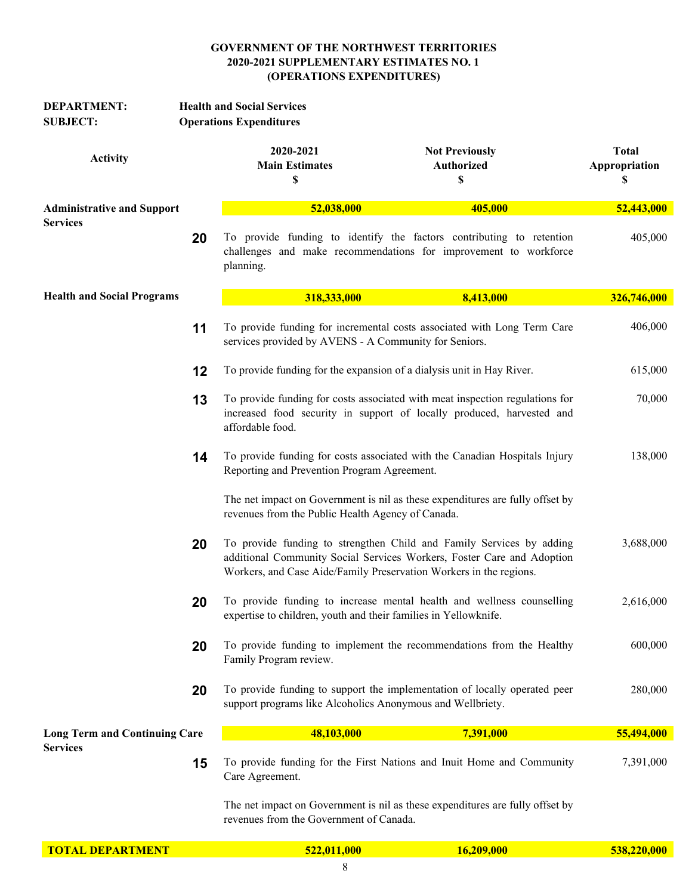**GOVERNMENT OF THE NORTHWEST TERRITORIES**
**2020-2021 SUPPLEMENTARY ESTIMATES NO. 1**
**(OPERATIONS EXPENDITURES)**

**DEPARTMENT:** **Health and Social Services**
**SUBJECT:** **Operations Expenditures**

| Activity | | 2020-2021 Main Estimates $ | Not Previously Authorized $ | Total Appropriation $ |
|---|---|---|---|---|
| **Administrative and Support Services** | | **52,038,000** | **405,000** | **52,443,000** |
| | **20** | To provide funding to identify the factors contributing to retention challenges and make recommendations for improvement to workforce planning. | | 405,000 |
| **Health and Social Programs** | | **318,333,000** | **8,413,000** | **326,746,000** |
| | **11** | To provide funding for incremental costs associated with Long Term Care services provided by AVENS - A Community for Seniors. | | 406,000 |
| | **12** | To provide funding for the expansion of a dialysis unit in Hay River. | | 615,000 |
| | **13** | To provide funding for costs associated with meat inspection regulations for increased food security in support of locally produced, harvested and affordable food. | | 70,000 |
| | **14** | To provide funding for costs associated with the Canadian Hospitals Injury Reporting and Prevention Program Agreement.<br><br>The net impact on Government is nil as these expenditures are fully offset by revenues from the Public Health Agency of Canada. | | 138,000 |
| | **20** | To provide funding to strengthen Child and Family Services by adding additional Community Social Services Workers, Foster Care and Adoption Workers, and Case Aide/Family Preservation Workers in the regions. | | 3,688,000 |
| | **20** | To provide funding to increase mental health and wellness counselling expertise to children, youth and their families in Yellowknife. | | 2,616,000 |
| | **20** | To provide funding to implement the recommendations from the Healthy Family Program review. | | 600,000 |
| | **20** | To provide funding to support the implementation of locally operated peer support programs like Alcoholics Anonymous and Wellbriety. | | 280,000 |
| **Long Term and Continuing Care Services** | | **48,103,000** | **7,391,000** | **55,494,000** |
| | **15** | To provide funding for the First Nations and Inuit Home and Community Care Agreement.<br><br>The net impact on Government is nil as these expenditures are fully offset by revenues from the Government of Canada. | | 7,391,000 |
| **TOTAL DEPARTMENT** | | **522,011,000** | **16,209,000** | **538,220,000** |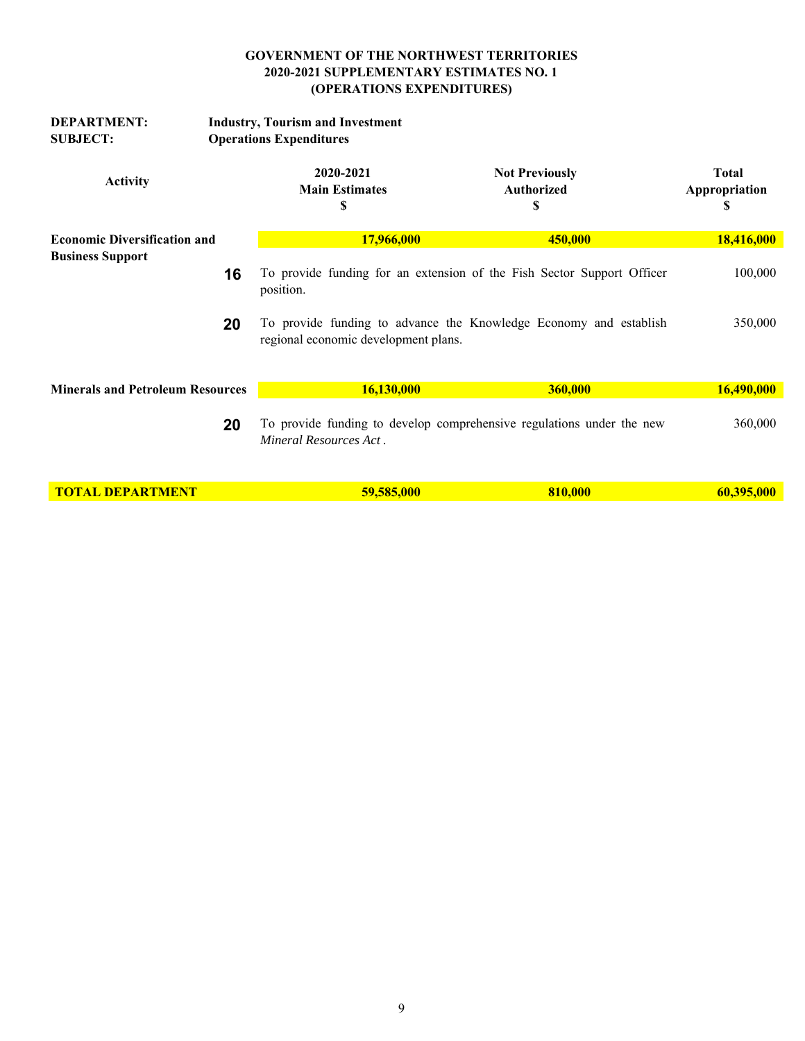**GOVERNMENT OF THE NORTHWEST TERRITORIES**
**2020-2021 SUPPLEMENTARY ESTIMATES NO. 1**
**(OPERATIONS EXPENDITURES)**

**DEPARTMENT:** **Industry, Tourism and Investment**
**SUBJECT:** **Operations Expenditures**

| Activity | | 2020-2021 Main Estimates $ | Not Previously Authorized $ | Total Appropriation $ |
|---|---|---|---|---|
| **Economic Diversification and Business Support** | | **17,966,000** | **450,000** | **18,416,000** |
| | **16** | To provide funding for an extension of the Fish Sector Support Officer position. | | 100,000 |
| | **20** | To provide funding to advance the Knowledge Economy and establish regional economic development plans. | | 350,000 |
| **Minerals and Petroleum Resources** | | **16,130,000** | **360,000** | **16,490,000** |
| | **20** | To provide funding to develop comprehensive regulations under the new *Mineral Resources Act*. | | 360,000 |
| **TOTAL DEPARTMENT** | | **59,585,000** | **810,000** | **60,395,000** |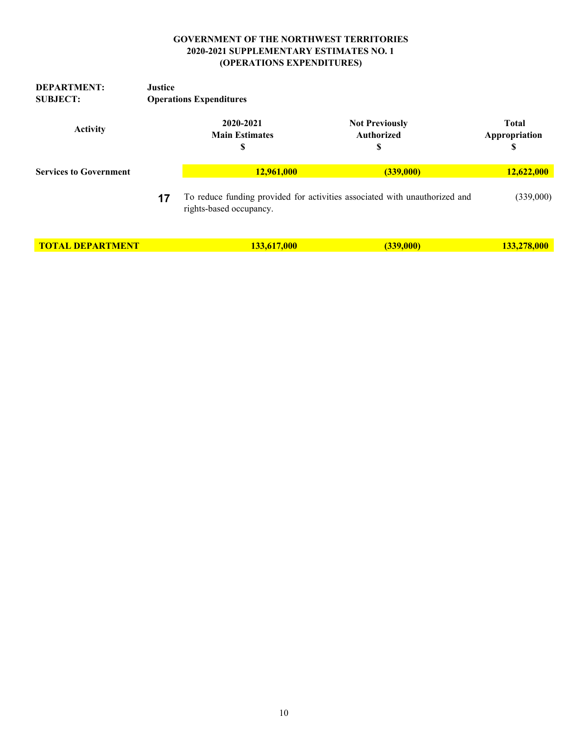**GOVERNMENT OF THE NORTHWEST TERRITORIES**
**2020-2021 SUPPLEMENTARY ESTIMATES NO. 1**
**(OPERATIONS EXPENDITURES)**

**DEPARTMENT:** **Justice**
**SUBJECT:** **Operations Expenditures**

| Activity | | 2020-2021 Main Estimates $ | Not Previously Authorized $ | Total Appropriation $ |
|---|---|---|---|---|
| **Services to Government** | | **12,961,000** | **(339,000)** | **12,622,000** |
| | **17** | To reduce funding provided for activities associated with unauthorized and rights-based occupancy. | | (339,000) |
| **TOTAL DEPARTMENT** | | **133,617,000** | **(339,000)** | **133,278,000** |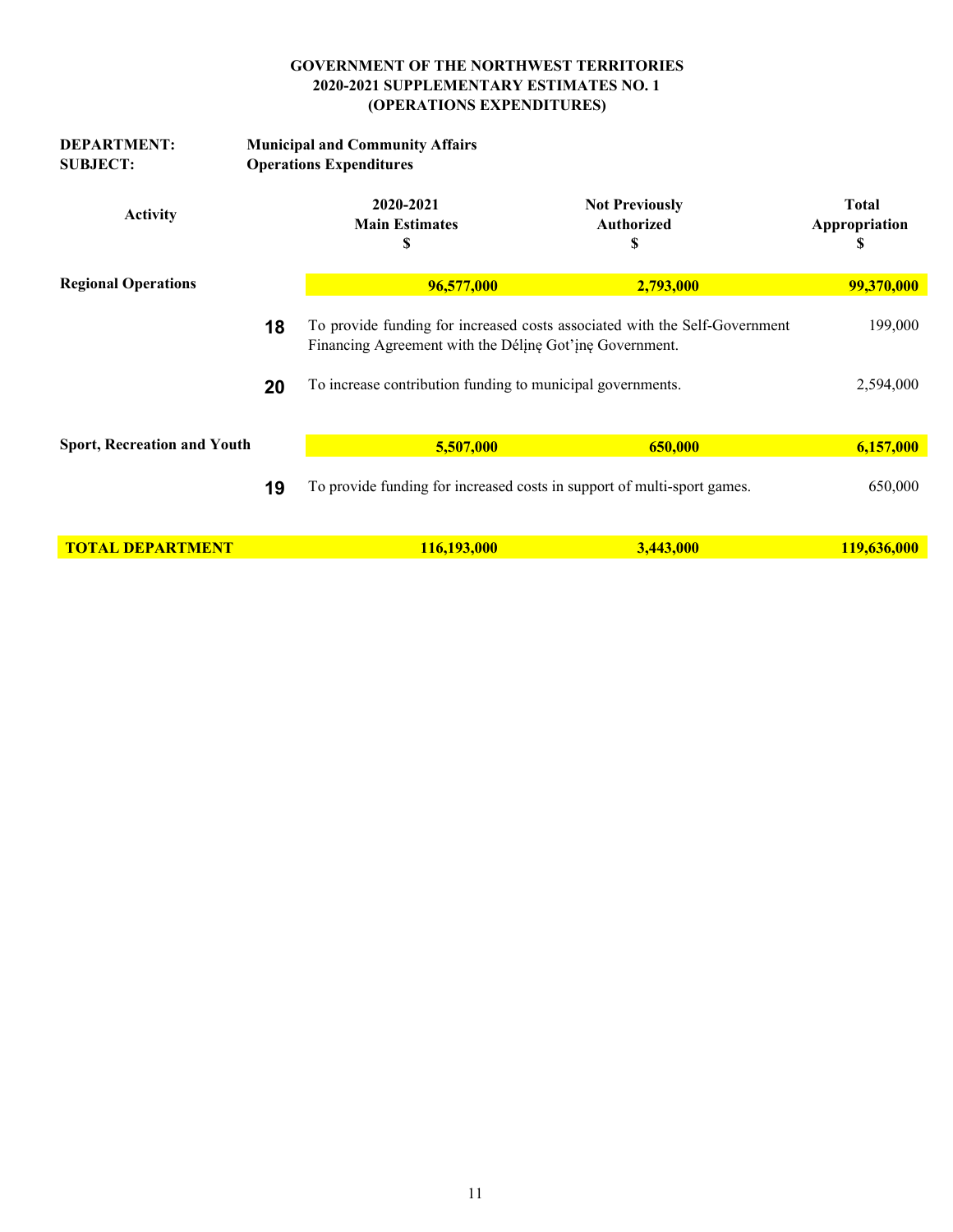**GOVERNMENT OF THE NORTHWEST TERRITORIES**
**2020-2021 SUPPLEMENTARY ESTIMATES NO. 1**
**(OPERATIONS EXPENDITURES)**

**DEPARTMENT:** **Municipal and Community Affairs**
**SUBJECT:** **Operations Expenditures**

| Activity | | 2020-2021 Main Estimates $ | Not Previously Authorized $ | Total Appropriation $ |
|---|---|---|---|---|
| **Regional Operations** | | **96,577,000** | **2,793,000** | **99,370,000** |
| | **18** | To provide funding for increased costs associated with the Self-Government Financing Agreement with the Délı̨nę Got'ı̨nę Government. | | 199,000 |
| | **20** | To increase contribution funding to municipal governments. | | 2,594,000 |
| **Sport, Recreation and Youth** | | **5,507,000** | **650,000** | **6,157,000** |
| | **19** | To provide funding for increased costs in support of multi-sport games. | | 650,000 |
| **TOTAL DEPARTMENT** | | **116,193,000** | **3,443,000** | **119,636,000** |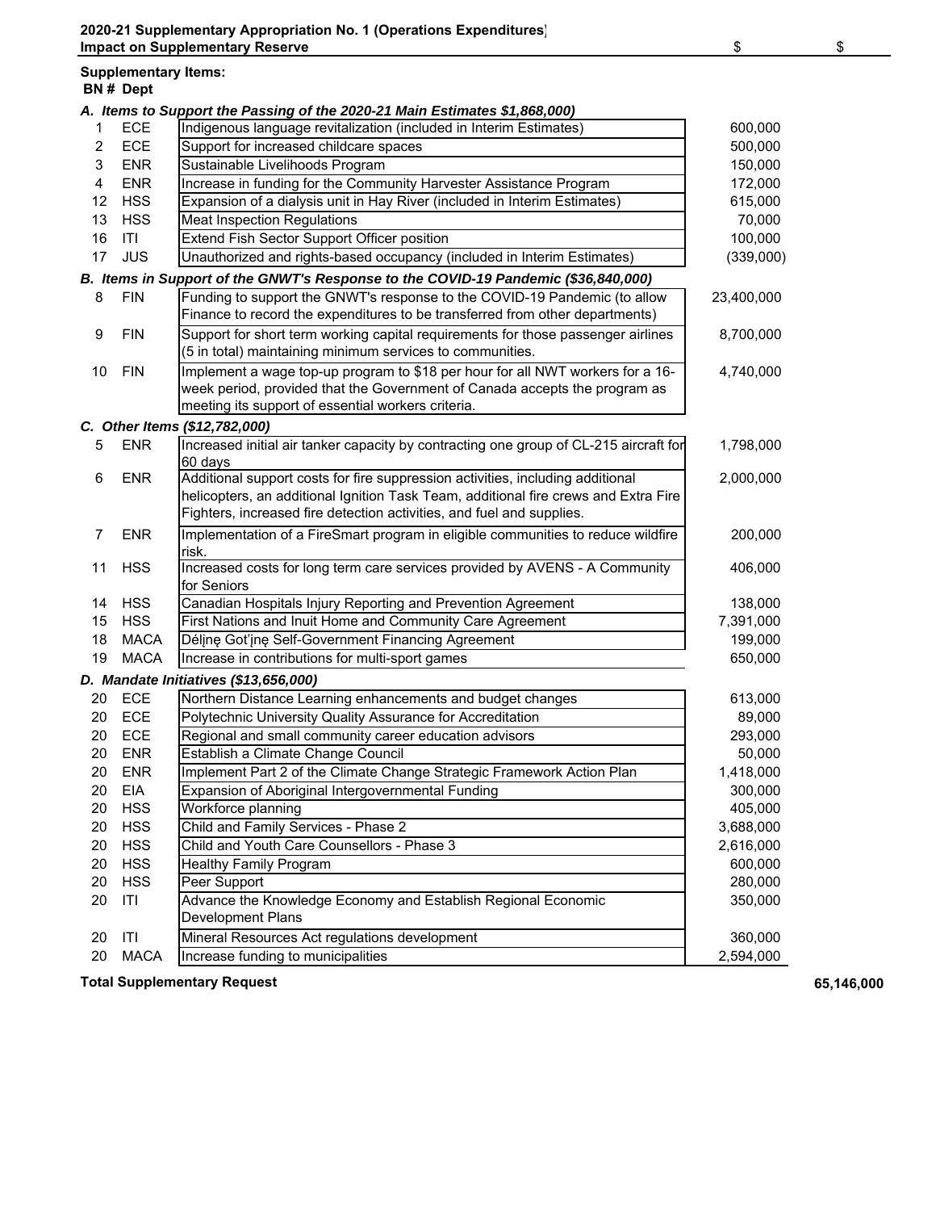**2020-21 Supplementary Appropriation No. 1 (Operations Expenditures)**
**Impact on Supplementary Reserve**

**Supplementary Items:**

| BN # | Dept | Item | $ | $ |
|---|---|---|---|---|
| ***A. Items to Support the Passing of the 2020-21 Main Estimates $1,868,000)*** | | | | |
| 1 | ECE | Indigenous language revitalization (included in Interim Estimates) | 600,000 | |
| 2 | ECE | Support for increased childcare spaces | 500,000 | |
| 3 | ENR | Sustainable Livelihoods Program | 150,000 | |
| 4 | ENR | Increase in funding for the Community Harvester Assistance Program | 172,000 | |
| 12 | HSS | Expansion of a dialysis unit in Hay River (included in Interim Estimates) | 615,000 | |
| 13 | HSS | Meat Inspection Regulations | 70,000 | |
| 16 | ITI | Extend Fish Sector Support Officer position | 100,000 | |
| 17 | JUS | Unauthorized and rights-based occupancy (included in Interim Estimates) | (339,000) | |
| ***B. Items in Support of the GNWT's Response to the COVID-19 Pandemic ($36,840,000)*** | | | | |
| 8 | FIN | Funding to support the GNWT's response to the COVID-19 Pandemic (to allow Finance to record the expenditures to be transferred from other departments) | 23,400,000 | |
| 9 | FIN | Support for short term working capital requirements for those passenger airlines (5 in total) maintaining minimum services to communities. | 8,700,000 | |
| 10 | FIN | Implement a wage top-up program to $18 per hour for all NWT workers for a 16-week period, provided that the Government of Canada accepts the program as meeting its support of essential workers criteria. | 4,740,000 | |
| ***C. Other Items ($12,782,000)*** | | | | |
| 5 | ENR | Increased initial air tanker capacity by contracting one group of CL-215 aircraft for 60 days | 1,798,000 | |
| 6 | ENR | Additional support costs for fire suppression activities, including additional helicopters, an additional Ignition Task Team, additional fire crews and Extra Fire Fighters, increased fire detection activities, and fuel and supplies. | 2,000,000 | |
| 7 | ENR | Implementation of a FireSmart program in eligible communities to reduce wildfire risk. | 200,000 | |
| 11 | HSS | Increased costs for long term care services provided by AVENS - A Community for Seniors | 406,000 | |
| 14 | HSS | Canadian Hospitals Injury Reporting and Prevention Agreement | 138,000 | |
| 15 | HSS | First Nations and Inuit Home and Community Care Agreement | 7,391,000 | |
| 18 | MACA | Délı̨nę Got'ı̨nę Self-Government Financing Agreement | 199,000 | |
| 19 | MACA | Increase in contributions for multi-sport games | 650,000 | |
| ***D. Mandate Initiatives ($13,656,000)*** | | | | |
| 20 | ECE | Northern Distance Learning enhancements and budget changes | 613,000 | |
| 20 | ECE | Polytechnic University Quality Assurance for Accreditation | 89,000 | |
| 20 | ECE | Regional and small community career education advisors | 293,000 | |
| 20 | ENR | Establish a Climate Change Council | 50,000 | |
| 20 | ENR | Implement Part 2 of the Climate Change Strategic Framework Action Plan | 1,418,000 | |
| 20 | EIA | Expansion of Aboriginal Intergovernmental Funding | 300,000 | |
| 20 | HSS | Workforce planning | 405,000 | |
| 20 | HSS | Child and Family Services - Phase 2 | 3,688,000 | |
| 20 | HSS | Child and Youth Care Counsellors - Phase 3 | 2,616,000 | |
| 20 | HSS | Healthy Family Program | 600,000 | |
| 20 | HSS | Peer Support | 280,000 | |
| 20 | ITI | Advance the Knowledge Economy and Establish Regional Economic Development Plans | 350,000 | |
| 20 | ITI | Mineral Resources Act regulations development | 360,000 | |
| 20 | MACA | Increase funding to municipalities | 2,594,000 | |
| **Total Supplementary Request** | | | | **65,146,000** |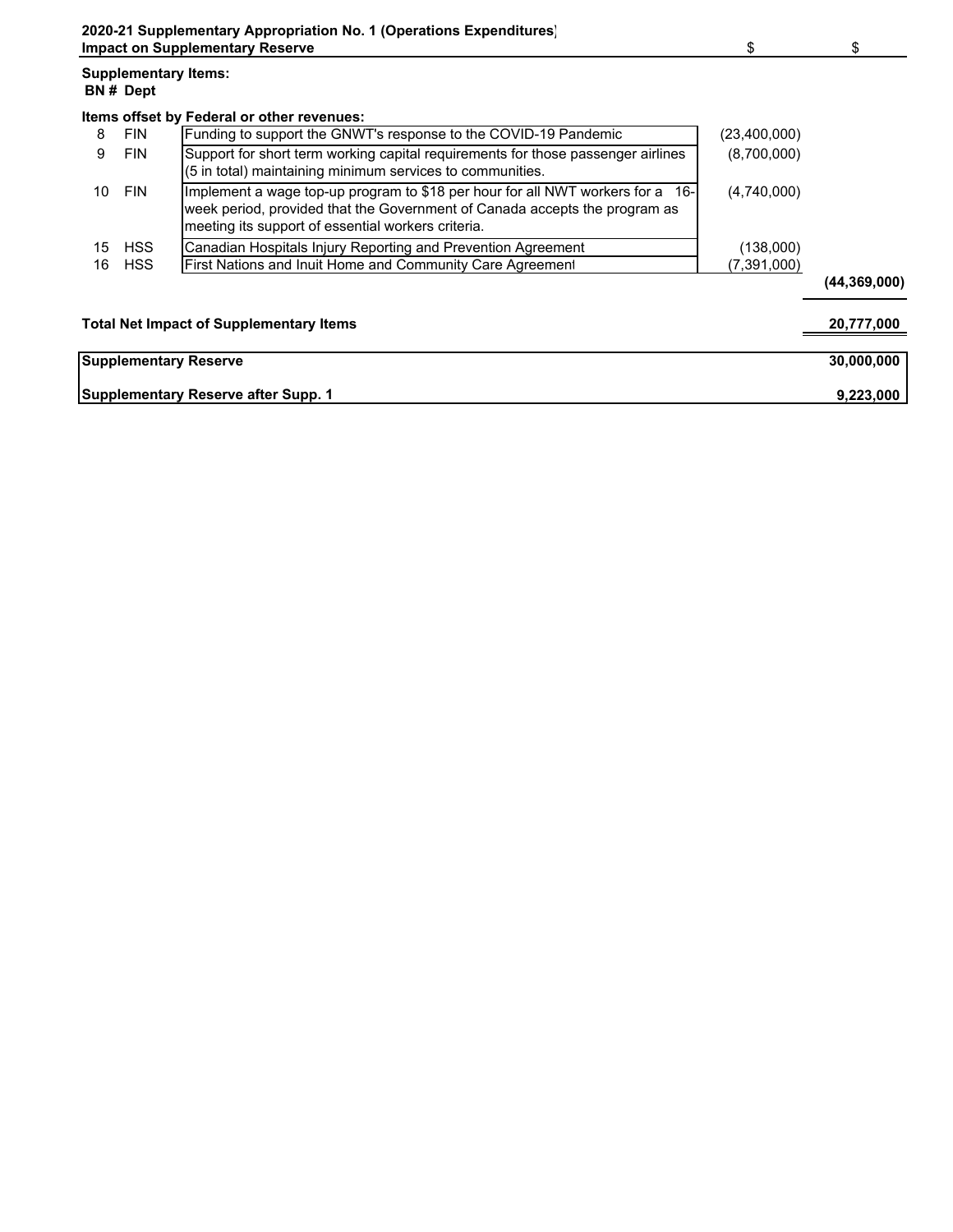**2020-21 Supplementary Appropriation No. 1 (Operations Expenditures)**
**Impact on Supplementary Reserve**

| BN # | Dept | | $ | $ |
|---|---|---|---|---|
| **Supplementary Items:** | | | | |
| **Items offset by Federal or other revenues:** | | | | |
| 8 | FIN | Funding to support the GNWT's response to the COVID-19 Pandemic | (23,400,000) | |
| 9 | FIN | Support for short term working capital requirements for those passenger airlines (5 in total) maintaining minimum services to communities. | (8,700,000) | |
| 10 | FIN | Implement a wage top-up program to $18 per hour for all NWT workers for a 16-week period, provided that the Government of Canada accepts the program as meeting its support of essential workers criteria. | (4,740,000) | |
| 15 | HSS | Canadian Hospitals Injury Reporting and Prevention Agreement | (138,000) | |
| 16 | HSS | First Nations and Inuit Home and Community Care Agreement | (7,391,000) | |
| | | | | **(44,369,000)** |
| **Total Net Impact of Supplementary Items** | | | | **20,777,000** |
| **Supplementary Reserve** | | | | **30,000,000** |
| **Supplementary Reserve after Supp. 1** | | | | **9,223,000** |